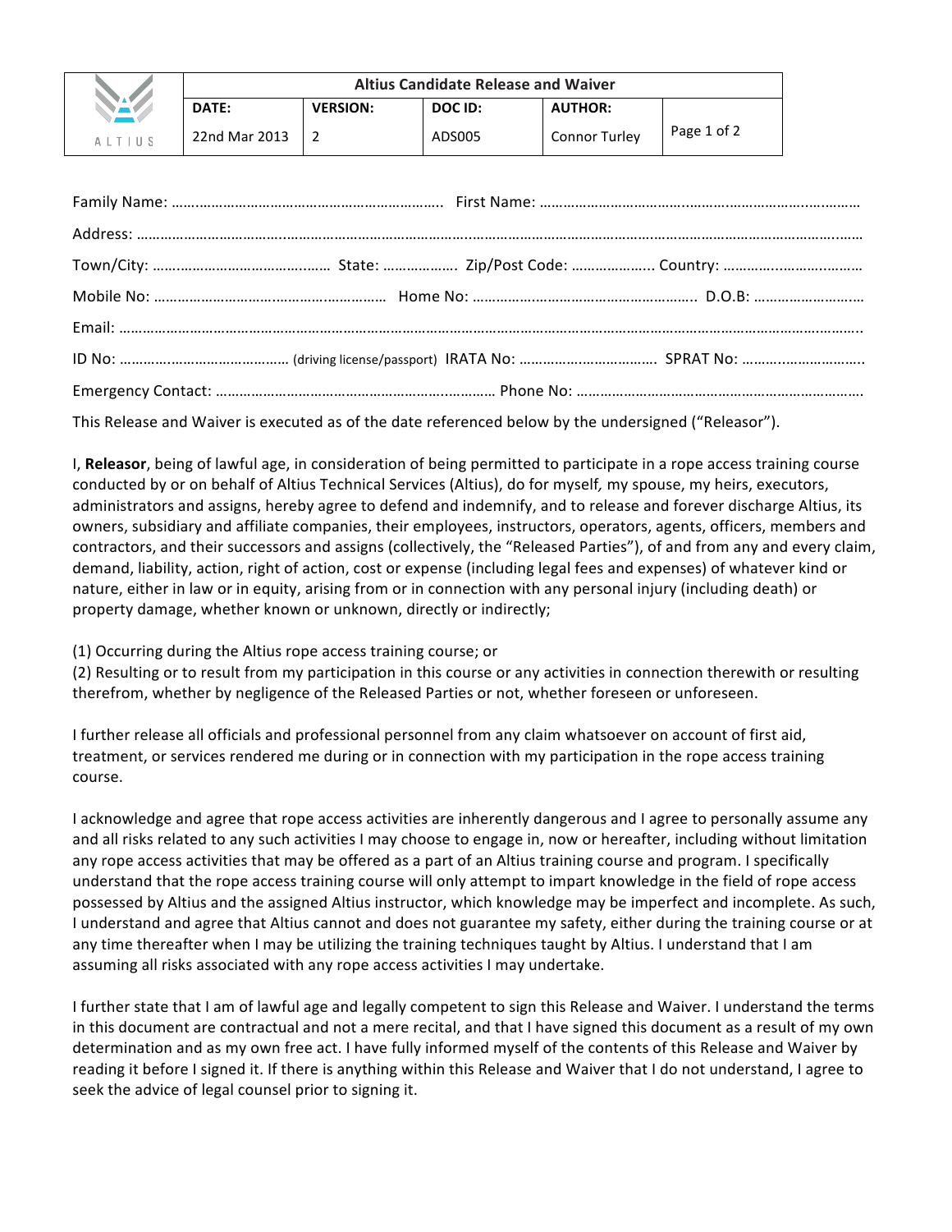| ALTIUS | Altius Candidate Release and Waiver | | | | |
|---|---|---|---|---|---|
| | DATE: | VERSION: | DOC ID: | AUTHOR: | |
| | 22nd Mar 2013 | 2 | ADS005 | Connor Turley | |

Family Name: ……………………………………………………………. First Name: ………………………………………………………………………

Address: …………………………………………………………………………………………………………………………………………………………………

Town/City: …………………………………… State: ……………… Zip/Post Code: ……………….. Country: ……………………………

Mobile No: …………………………………………………… Home No: ……………………………………………….. D.O.B: ………………………

Email: ………………………………………………………………………………………………………………………………………………………………….

ID No: …………………………………… (driving license/passport) IRATA No: ……………………………. SPRAT No: ………………………..

Emergency Contact: ……………………………………………………………… Phone No: ……………………………………………………………

This Release and Waiver is executed as of the date referenced below by the undersigned ("Releasor").

I, **Releasor**, being of lawful age, in consideration of being permitted to participate in a rope access training course conducted by or on behalf of Altius Technical Services (Altius), do for myself, my spouse, my heirs, executors, administrators and assigns, hereby agree to defend and indemnify, and to release and forever discharge Altius, its owners, subsidiary and affiliate companies, their employees, instructors, operators, agents, officers, members and contractors, and their successors and assigns (collectively, the "Released Parties"), of and from any and every claim, demand, liability, action, right of action, cost or expense (including legal fees and expenses) of whatever kind or nature, either in law or in equity, arising from or in connection with any personal injury (including death) or property damage, whether known or unknown, directly or indirectly;

(1) Occurring during the Altius rope access training course; or
(2) Resulting or to result from my participation in this course or any activities in connection therewith or resulting therefrom, whether by negligence of the Released Parties or not, whether foreseen or unforeseen.

I further release all officials and professional personnel from any claim whatsoever on account of first aid, treatment, or services rendered me during or in connection with my participation in the rope access training course.

I acknowledge and agree that rope access activities are inherently dangerous and I agree to personally assume any and all risks related to any such activities I may choose to engage in, now or hereafter, including without limitation any rope access activities that may be offered as a part of an Altius training course and program. I specifically understand that the rope access training course will only attempt to impart knowledge in the field of rope access possessed by Altius and the assigned Altius instructor, which knowledge may be imperfect and incomplete. As such, I understand and agree that Altius cannot and does not guarantee my safety, either during the training course or at any time thereafter when I may be utilizing the training techniques taught by Altius. I understand that I am assuming all risks associated with any rope access activities I may undertake.

I further state that I am of lawful age and legally competent to sign this Release and Waiver. I understand the terms in this document are contractual and not a mere recital, and that I have signed this document as a result of my own determination and as my own free act. I have fully informed myself of the contents of this Release and Waiver by reading it before I signed it. If there is anything within this Release and Waiver that I do not understand, I agree to seek the advice of legal counsel prior to signing it.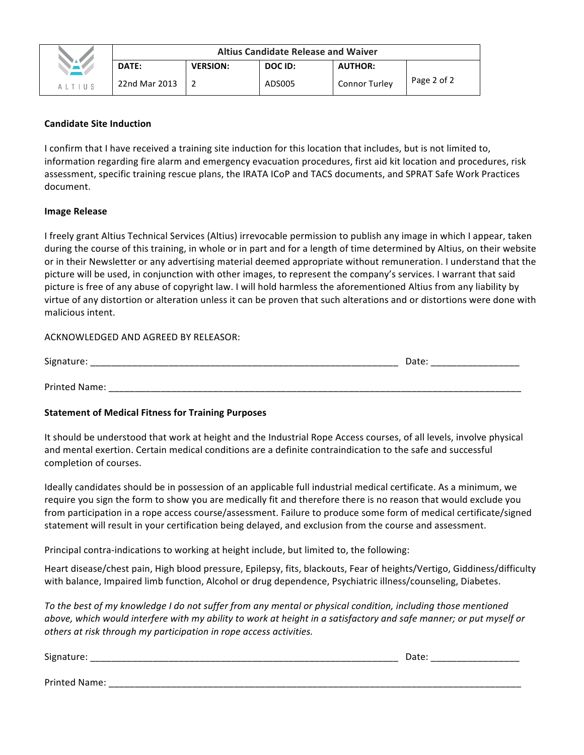**Candidate Site Induction**

I confirm that I have received a training site induction for this location that includes, but is not limited to, information regarding fire alarm and emergency evacuation procedures, first aid kit location and procedures, risk assessment, specific training rescue plans, the IRATA ICoP and TACS documents, and SPRAT Safe Work Practices document.

**Image Release**

I freely grant Altius Technical Services (Altius) irrevocable permission to publish any image in which I appear, taken during the course of this training, in whole or in part and for a length of time determined by Altius, on their website or in their Newsletter or any advertising material deemed appropriate without remuneration. I understand that the picture will be used, in conjunction with other images, to represent the company's services. I warrant that said picture is free of any abuse of copyright law. I will hold harmless the aforementioned Altius from any liability by virtue of any distortion or alteration unless it can be proven that such alterations and or distortions were done with malicious intent.

ACKNOWLEDGED AND AGREED BY RELEASOR:

Signature: ______________________________________________ Date: ______________

Printed Name: ______________________________________________________________

**Statement of Medical Fitness for Training Purposes**

It should be understood that work at height and the Industrial Rope Access courses, of all levels, involve physical and mental exertion. Certain medical conditions are a definite contraindication to the safe and successful completion of courses.

Ideally candidates should be in possession of an applicable full industrial medical certificate. As a minimum, we require you sign the form to show you are medically fit and therefore there is no reason that would exclude you from participation in a rope access course/assessment. Failure to produce some form of medical certificate/signed statement will result in your certification being delayed, and exclusion from the course and assessment.

Principal contra-indications to working at height include, but limited to, the following:

Heart disease/chest pain, High blood pressure, Epilepsy, fits, blackouts, Fear of heights/Vertigo, Giddiness/difficulty with balance, Impaired limb function, Alcohol or drug dependence, Psychiatric illness/counseling, Diabetes.

*To the best of my knowledge I do not suffer from any mental or physical condition, including those mentioned above, which would interfere with my ability to work at height in a satisfactory and safe manner; or put myself or others at risk through my participation in rope access activities.*

Signature: ______________________________________________ Date: ______________

Printed Name: ______________________________________________________________